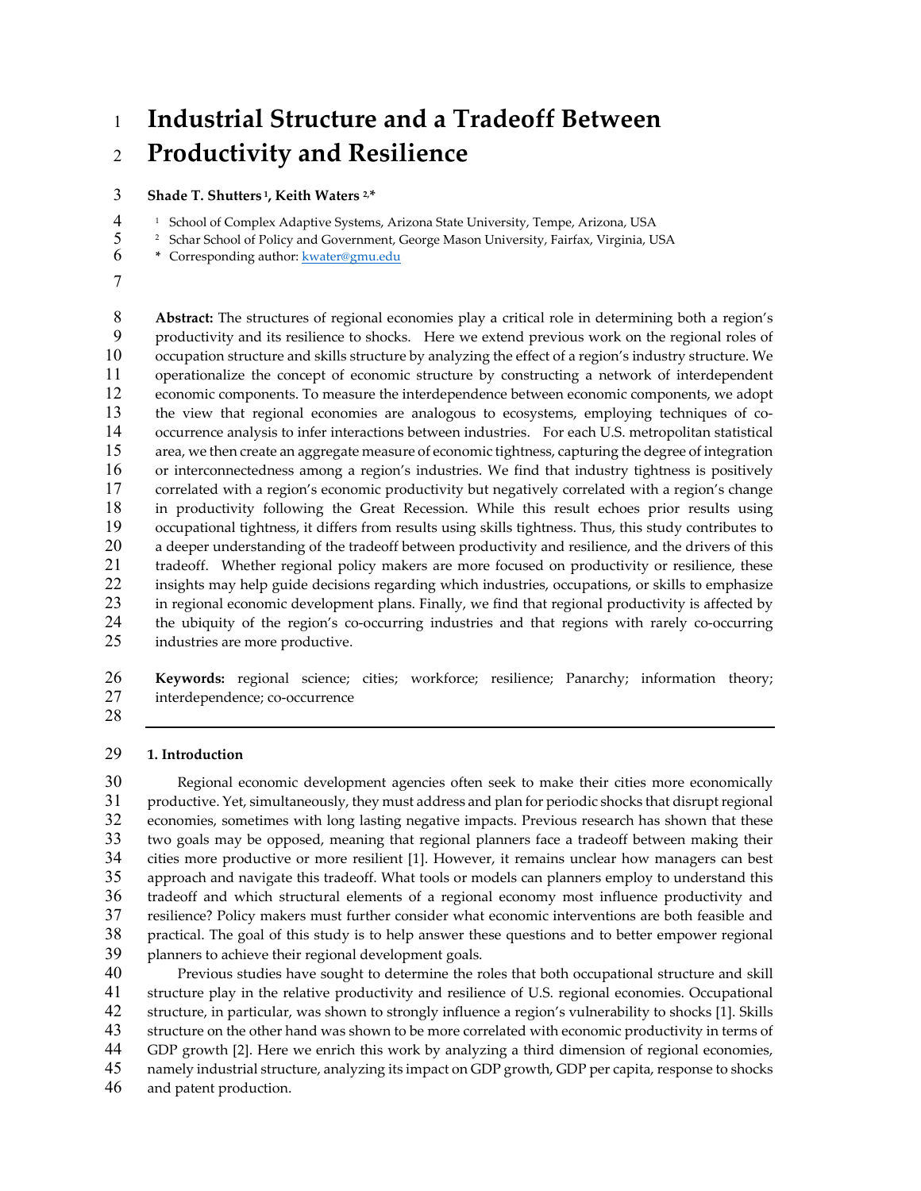# Industrial Structure and a Tradeoff Between Productivity and Resilience

**Shade T. Shutters [1], Keith Waters [2,*]**

[1] School of Complex Adaptive Systems, Arizona State University, Tempe, Arizona, USA
[2] Schar School of Policy and Government, George Mason University, Fairfax, Virginia, USA
\* Corresponding author: kwater@gmu.edu

**Abstract:** The structures of regional economies play a critical role in determining both a region's productivity and its resilience to shocks. Here we extend previous work on the regional roles of occupation structure and skills structure by analyzing the effect of a region's industry structure. We operationalize the concept of economic structure by constructing a network of interdependent economic components. To measure the interdependence between economic components, we adopt the view that regional economies are analogous to ecosystems, employing techniques of co-occurrence analysis to infer interactions between industries. For each U.S. metropolitan statistical area, we then create an aggregate measure of economic tightness, capturing the degree of integration or interconnectedness among a region's industries. We find that industry tightness is positively correlated with a region's economic productivity but negatively correlated with a region's change in productivity following the Great Recession. While this result echoes prior results using occupational tightness, it differs from results using skills tightness. Thus, this study contributes to a deeper understanding of the tradeoff between productivity and resilience, and the drivers of this tradeoff. Whether regional policy makers are more focused on productivity or resilience, these insights may help guide decisions regarding which industries, occupations, or skills to emphasize in regional economic development plans. Finally, we find that regional productivity is affected by the ubiquity of the region's co-occurring industries and that regions with rarely co-occurring industries are more productive.

**Keywords:** regional science; cities; workforce; resilience; Panarchy; information theory; interdependence; co-occurrence

## 1. Introduction

Regional economic development agencies often seek to make their cities more economically productive. Yet, simultaneously, they must address and plan for periodic shocks that disrupt regional economies, sometimes with long lasting negative impacts. Previous research has shown that these two goals may be opposed, meaning that regional planners face a tradeoff between making their cities more productive or more resilient [1]. However, it remains unclear how managers can best approach and navigate this tradeoff. What tools or models can planners employ to understand this tradeoff and which structural elements of a regional economy most influence productivity and resilience? Policy makers must further consider what economic interventions are both feasible and practical. The goal of this study is to help answer these questions and to better empower regional planners to achieve their regional development goals.

Previous studies have sought to determine the roles that both occupational structure and skill structure play in the relative productivity and resilience of U.S. regional economies. Occupational structure, in particular, was shown to strongly influence a region's vulnerability to shocks [1]. Skills structure on the other hand was shown to be more correlated with economic productivity in terms of GDP growth [2]. Here we enrich this work by analyzing a third dimension of regional economies, namely industrial structure, analyzing its impact on GDP growth, GDP per capita, response to shocks and patent production.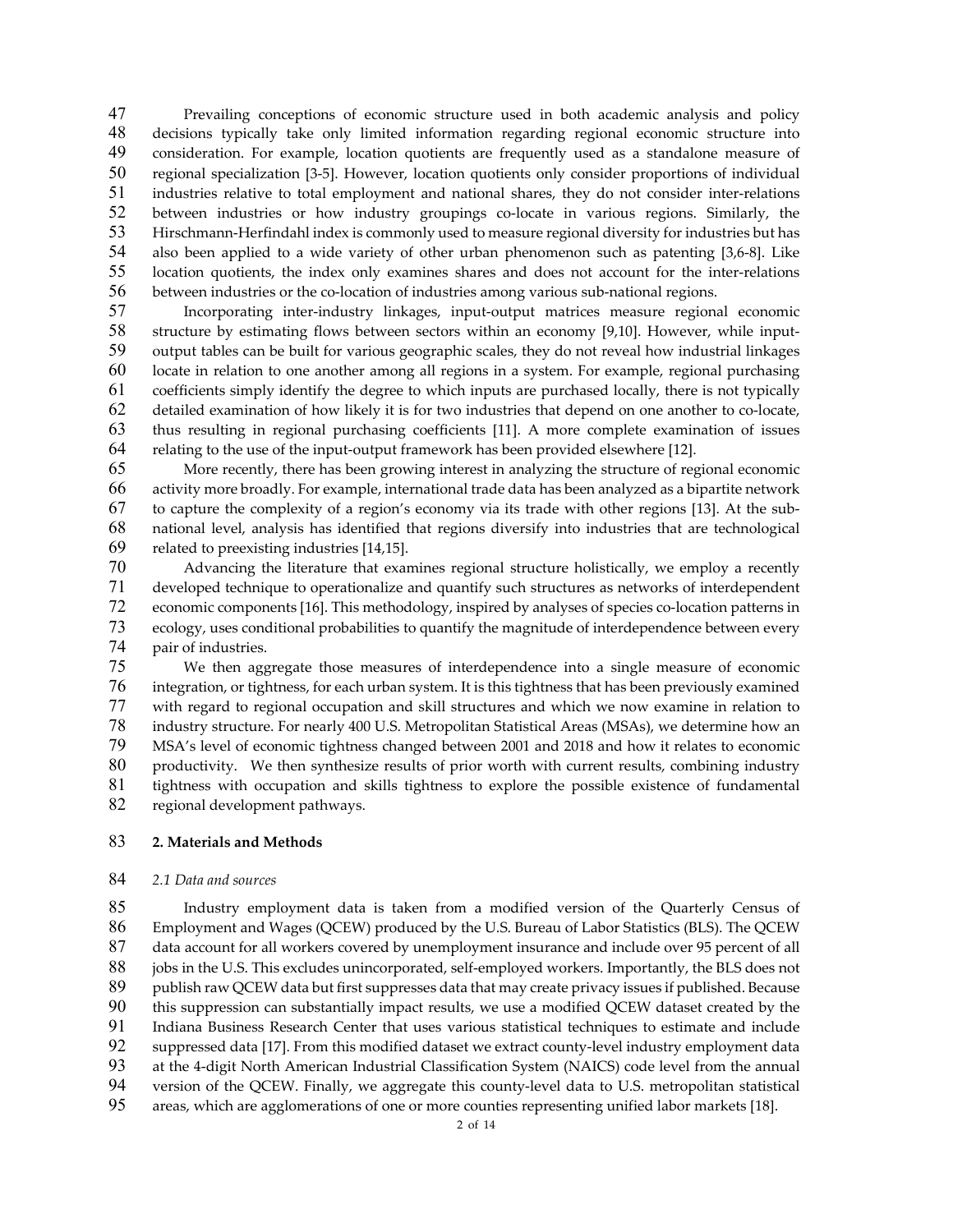Prevailing conceptions of economic structure used in both academic analysis and policy decisions typically take only limited information regarding regional economic structure into consideration. For example, location quotients are frequently used as a standalone measure of regional specialization [3-5]. However, location quotients only consider proportions of individual industries relative to total employment and national shares, they do not consider inter-relations between industries or how industry groupings co-locate in various regions. Similarly, the Hirschmann-Herfindahl index is commonly used to measure regional diversity for industries but has also been applied to a wide variety of other urban phenomenon such as patenting [3,6-8]. Like location quotients, the index only examines shares and does not account for the inter-relations between industries or the co-location of industries among various sub-national regions.

Incorporating inter-industry linkages, input-output matrices measure regional economic structure by estimating flows between sectors within an economy [9,10]. However, while input-output tables can be built for various geographic scales, they do not reveal how industrial linkages locate in relation to one another among all regions in a system. For example, regional purchasing coefficients simply identify the degree to which inputs are purchased locally, there is not typically detailed examination of how likely it is for two industries that depend on one another to co-locate, thus resulting in regional purchasing coefficients [11]. A more complete examination of issues relating to the use of the input-output framework has been provided elsewhere [12].

More recently, there has been growing interest in analyzing the structure of regional economic activity more broadly. For example, international trade data has been analyzed as a bipartite network to capture the complexity of a region's economy via its trade with other regions [13]. At the sub-national level, analysis has identified that regions diversify into industries that are technological related to preexisting industries [14,15].

Advancing the literature that examines regional structure holistically, we employ a recently developed technique to operationalize and quantify such structures as networks of interdependent economic components [16]. This methodology, inspired by analyses of species co-location patterns in ecology, uses conditional probabilities to quantify the magnitude of interdependence between every pair of industries.

We then aggregate those measures of interdependence into a single measure of economic integration, or tightness, for each urban system. It is this tightness that has been previously examined with regard to regional occupation and skill structures and which we now examine in relation to industry structure. For nearly 400 U.S. Metropolitan Statistical Areas (MSAs), we determine how an MSA's level of economic tightness changed between 2001 and 2018 and how it relates to economic productivity. We then synthesize results of prior worth with current results, combining industry tightness with occupation and skills tightness to explore the possible existence of fundamental regional development pathways.

## 2. Materials and Methods

### *2.1 Data and sources*

Industry employment data is taken from a modified version of the Quarterly Census of Employment and Wages (QCEW) produced by the U.S. Bureau of Labor Statistics (BLS). The QCEW data account for all workers covered by unemployment insurance and include over 95 percent of all jobs in the U.S. This excludes unincorporated, self-employed workers. Importantly, the BLS does not publish raw QCEW data but first suppresses data that may create privacy issues if published. Because this suppression can substantially impact results, we use a modified QCEW dataset created by the Indiana Business Research Center that uses various statistical techniques to estimate and include suppressed data [17]. From this modified dataset we extract county-level industry employment data at the 4-digit North American Industrial Classification System (NAICS) code level from the annual version of the QCEW. Finally, we aggregate this county-level data to U.S. metropolitan statistical areas, which are agglomerations of one or more counties representing unified labor markets [18].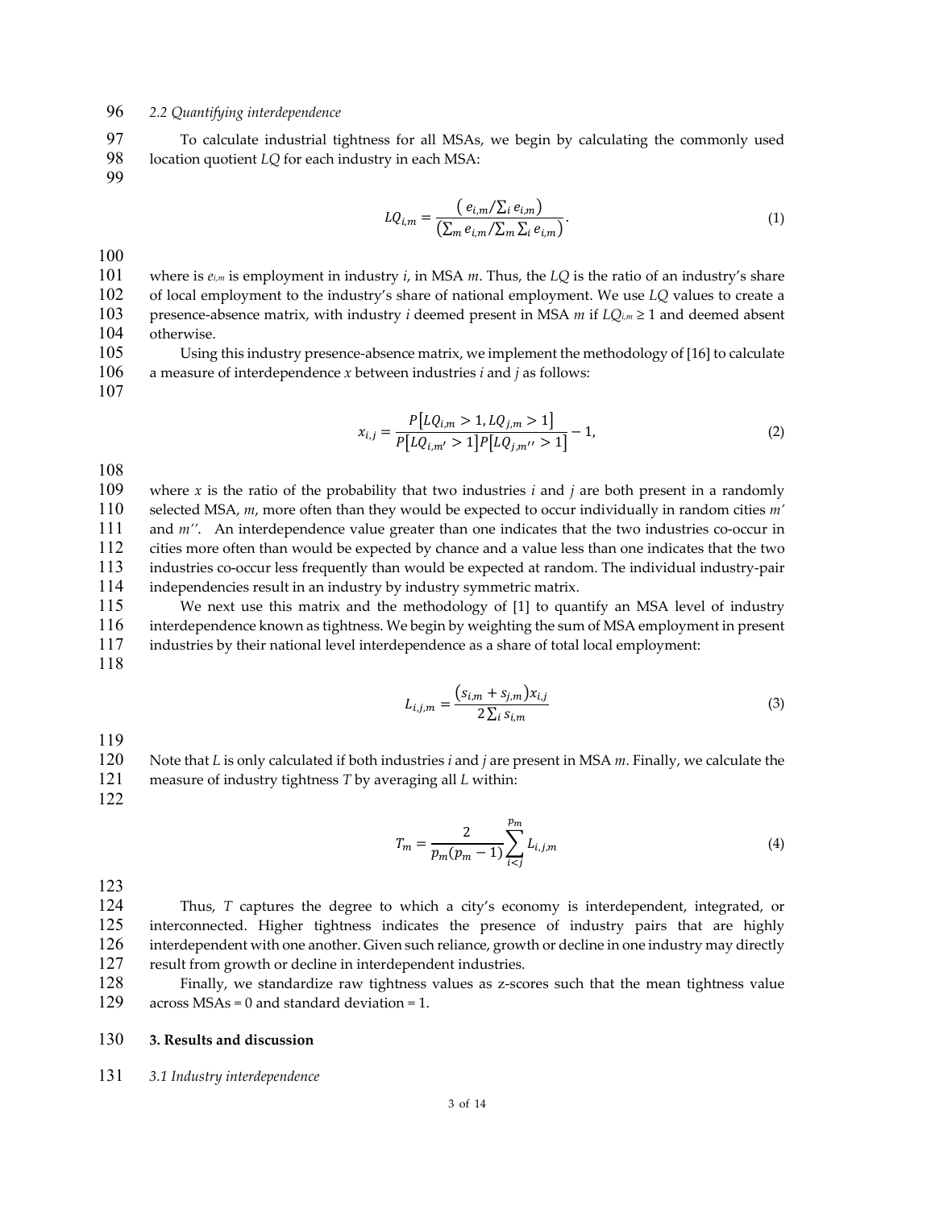### 2.2 Quantifying interdependence

To calculate industrial tightness for all MSAs, we begin by calculating the commonly used location quotient *LQ* for each industry in each MSA:

$$LQ_{i,m} = \frac{\left( e_{i,m}/\sum_i e_{i,m} \right)}{\left( \sum_m e_{i,m}/\sum_m \sum_i e_{i,m} \right)}. \tag{1}$$

where is $e_{i,m}$ is employment in industry *i*, in MSA *m*. Thus, the *LQ* is the ratio of an industry's share of local employment to the industry's share of national employment. We use *LQ* values to create a presence-absence matrix, with industry *i* deemed present in MSA *m* if $LQ_{i,m} \geq 1$ and deemed absent otherwise.

Using this industry presence-absence matrix, we implement the methodology of [16] to calculate a measure of interdependence *x* between industries *i* and *j* as follows:

$$x_{i,j} = \frac{P\left[LQ_{i,m} > 1, LQ_{j,m} > 1\right]}{P\left[LQ_{i,m'} > 1\right] P\left[LQ_{j,m''} > 1\right]} - 1, \tag{2}$$

where *x* is the ratio of the probability that two industries *i* and *j* are both present in a randomly selected MSA, *m*, more often than they would be expected to occur individually in random cities *m'* and *m''*. An interdependence value greater than one indicates that the two industries co-occur in cities more often than would be expected by chance and a value less than one indicates that the two industries co-occur less frequently than would be expected at random. The individual industry-pair independencies result in an industry by industry symmetric matrix.

We next use this matrix and the methodology of [1] to quantify an MSA level of industry interdependence known as tightness. We begin by weighting the sum of MSA employment in present industries by their national level interdependence as a share of total local employment:

$$L_{i,j,m} = \frac{\left(s_{i,m} + s_{j,m}\right) x_{i,j}}{2 \sum_i s_{i,m}} \tag{3}$$

Note that *L* is only calculated if both industries *i* and *j* are present in MSA *m*. Finally, we calculate the measure of industry tightness *T* by averaging all *L* within:

$$T_m = \frac{2}{p_m(p_m - 1)} \sum_{i<j}^{p_m} L_{i,j,m} \tag{4}$$

Thus, *T* captures the degree to which a city's economy is interdependent, integrated, or interconnected. Higher tightness indicates the presence of industry pairs that are highly interdependent with one another. Given such reliance, growth or decline in one industry may directly result from growth or decline in interdependent industries.

Finally, we standardize raw tightness values as z-scores such that the mean tightness value across MSAs = 0 and standard deviation = 1.

## 3. Results and discussion

### 3.1 Industry interdependence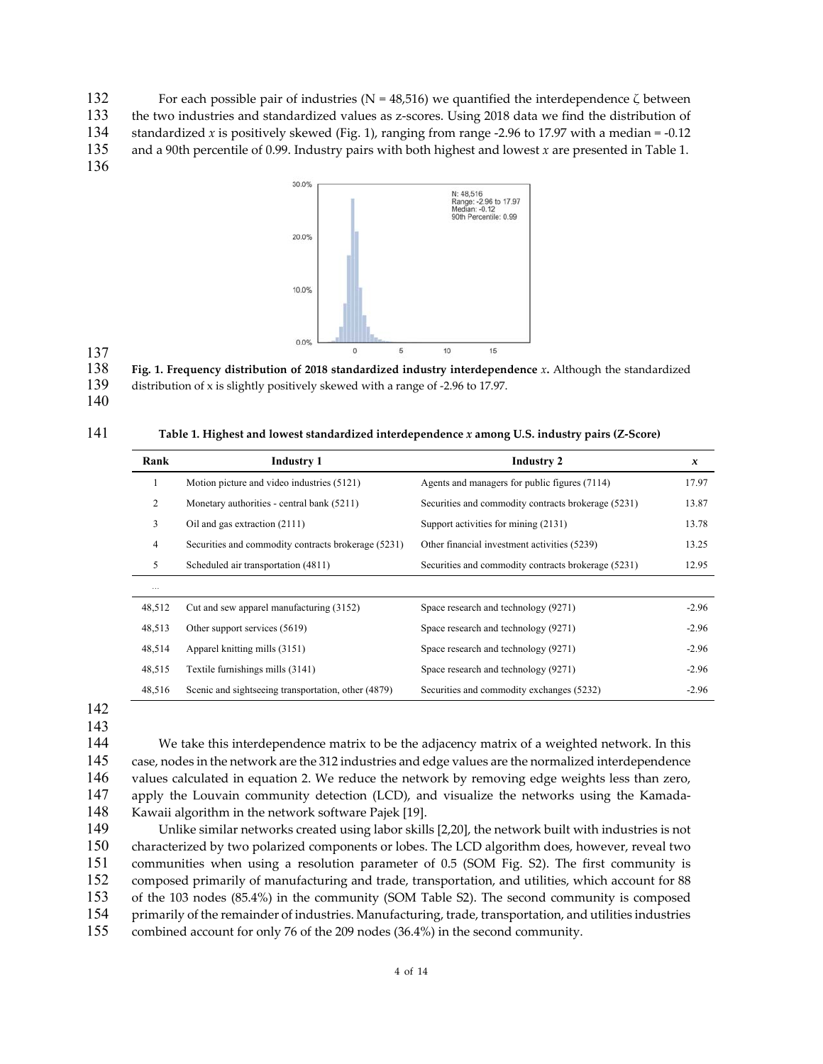For each possible pair of industries (N = 48,516) we quantified the interdependence $\zeta$ between the two industries and standardized values as z-scores. Using 2018 data we find the distribution of standardized $x$ is positively skewed (Fig. 1), ranging from range -2.96 to 17.97 with a median = -0.12 and a 90th percentile of 0.99. Industry pairs with both highest and lowest $x$ are presented in Table 1.

**Fig. 1. Frequency distribution of 2018 standardized industry interdependence $x$.** Although the standardized distribution of x is slightly positively skewed with a range of -2.96 to 17.97.

**Table 1. Highest and lowest standardized interdependence $x$ among U.S. industry pairs (Z-Score)**

| Rank | Industry 1 | Industry 2 | $x$ |
|---|---|---|---|
| 1 | Motion picture and video industries (5121) | Agents and managers for public figures (7114) | 17.97 |
| 2 | Monetary authorities - central bank (5211) | Securities and commodity contracts brokerage (5231) | 13.87 |
| 3 | Oil and gas extraction (2111) | Support activities for mining (2131) | 13.78 |
| 4 | Securities and commodity contracts brokerage (5231) | Other financial investment activities (5239) | 13.25 |
| 5 | Scheduled air transportation (4811) | Securities and commodity contracts brokerage (5231) | 12.95 |
| ... | | | |
| 48,512 | Cut and sew apparel manufacturing (3152) | Space research and technology (9271) | -2.96 |
| 48,513 | Other support services (5619) | Space research and technology (9271) | -2.96 |
| 48,514 | Apparel knitting mills (3151) | Space research and technology (9271) | -2.96 |
| 48,515 | Textile furnishings mills (3141) | Space research and technology (9271) | -2.96 |
| 48,516 | Scenic and sightseeing transportation, other (4879) | Securities and commodity exchanges (5232) | -2.96 |

We take this interdependence matrix to be the adjacency matrix of a weighted network. In this case, nodes in the network are the 312 industries and edge values are the normalized interdependence values calculated in equation 2. We reduce the network by removing edge weights less than zero, apply the Louvain community detection (LCD), and visualize the networks using the Kamada-Kawaii algorithm in the network software Pajek [19].

Unlike similar networks created using labor skills [2,20], the network built with industries is not characterized by two polarized components or lobes. The LCD algorithm does, however, reveal two communities when using a resolution parameter of 0.5 (SOM Fig. S2). The first community is composed primarily of manufacturing and trade, transportation, and utilities, which account for 88 of the 103 nodes (85.4%) in the community (SOM Table S2). The second community is composed primarily of the remainder of industries. Manufacturing, trade, transportation, and utilities industries combined account for only 76 of the 209 nodes (36.4%) in the second community.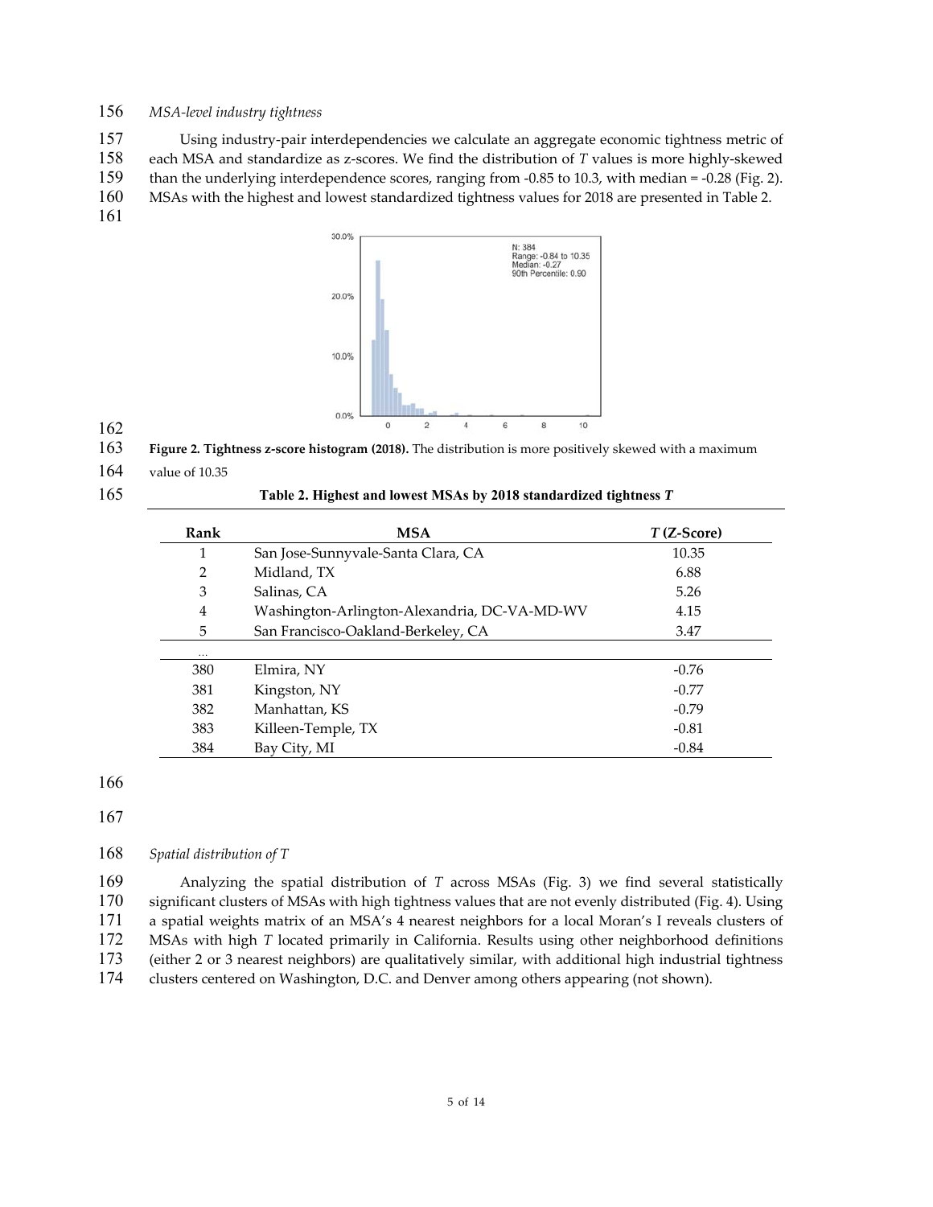*MSA-level industry tightness*

Using industry-pair interdependencies we calculate an aggregate economic tightness metric of each MSA and standardize as z-scores. We find the distribution of *T* values is more highly-skewed than the underlying interdependence scores, ranging from -0.85 to 10.3, with median = -0.28 (Fig. 2). MSAs with the highest and lowest standardized tightness values for 2018 are presented in Table 2.

**Figure 2. Tightness z-score histogram (2018).** The distribution is more positively skewed with a maximum value of 10.35

**Table 2. Highest and lowest MSAs by 2018 standardized tightness *T***

| Rank | MSA | *T* (Z-Score) |
|---|---|---|
| 1 | San Jose-Sunnyvale-Santa Clara, CA | 10.35 |
| 2 | Midland, TX | 6.88 |
| 3 | Salinas, CA | 5.26 |
| 4 | Washington-Arlington-Alexandria, DC-VA-MD-WV | 4.15 |
| 5 | San Francisco-Oakland-Berkeley, CA | 3.47 |
| ... | | |
| 380 | Elmira, NY | -0.76 |
| 381 | Kingston, NY | -0.77 |
| 382 | Manhattan, KS | -0.79 |
| 383 | Killeen-Temple, TX | -0.81 |
| 384 | Bay City, MI | -0.84 |

*Spatial distribution of T*

Analyzing the spatial distribution of *T* across MSAs (Fig. 3) we find several statistically significant clusters of MSAs with high tightness values that are not evenly distributed (Fig. 4). Using a spatial weights matrix of an MSA's 4 nearest neighbors for a local Moran's I reveals clusters of MSAs with high *T* located primarily in California. Results using other neighborhood definitions (either 2 or 3 nearest neighbors) are qualitatively similar, with additional high industrial tightness clusters centered on Washington, D.C. and Denver among others appearing (not shown).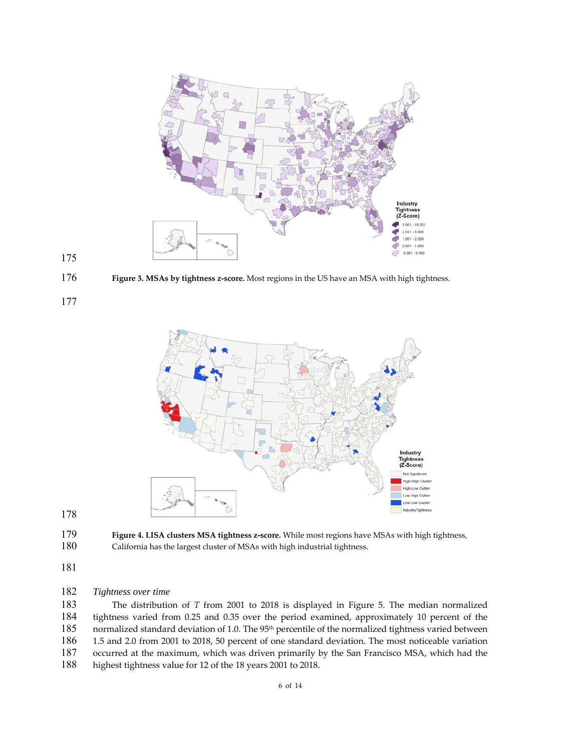**Figure 3. MSAs by tightness z-score.** Most regions in the US have an MSA with high tightness.

**Figure 4. LISA clusters MSA tightness z-score.** While most regions have MSAs with high tightness, California has the largest cluster of MSAs with high industrial tightness.

*Tightness over time*

The distribution of $T$ from 2001 to 2018 is displayed in Figure 5. The median normalized tightness varied from 0.25 and 0.35 over the period examined, approximately 10 percent of the normalized standard deviation of 1.0. The 95th percentile of the normalized tightness varied between 1.5 and 2.0 from 2001 to 2018, 50 percent of one standard deviation. The most noticeable variation occurred at the maximum, which was driven primarily by the San Francisco MSA, which had the highest tightness value for 12 of the 18 years 2001 to 2018.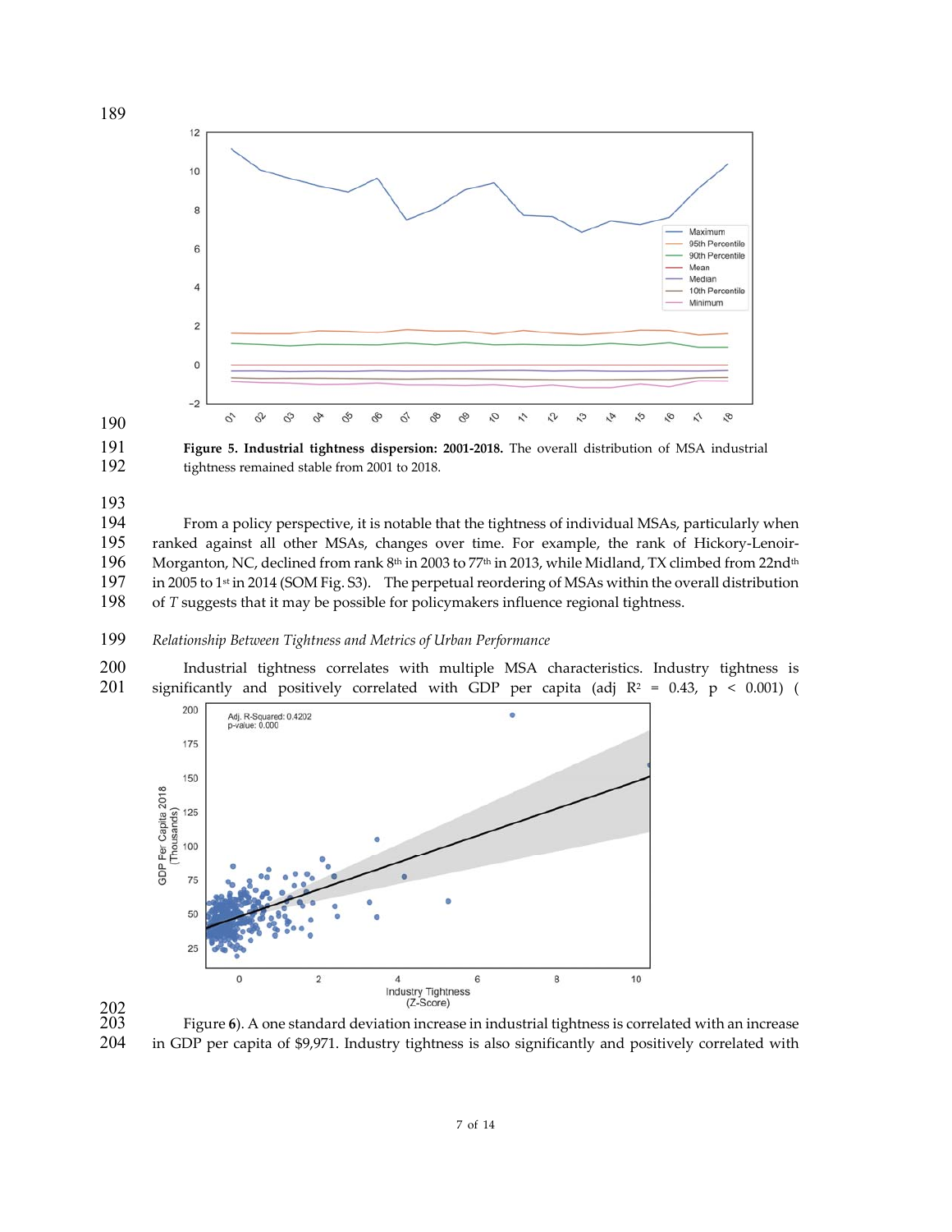**Figure 5. Industrial tightness dispersion: 2001-2018.** The overall distribution of MSA industrial tightness remained stable from 2001 to 2018.

From a policy perspective, it is notable that the tightness of individual MSAs, particularly when ranked against all other MSAs, changes over time. For example, the rank of Hickory-Lenoir-Morganton, NC, declined from rank 8th in 2003 to 77th in 2013, while Midland, TX climbed from 22nd in 2005 to 1st in 2014 (SOM Fig. S3). The perpetual reordering of MSAs within the overall distribution of *T* suggests that it may be possible for policymakers influence regional tightness.

*Relationship Between Tightness and Metrics of Urban Performance*

Industrial tightness correlates with multiple MSA characteristics. Industry tightness is significantly and positively correlated with GDP per capita (adj $R^2 = 0.43$, $p < 0.001$) (

Figure 6). A one standard deviation increase in industrial tightness is correlated with an increase in GDP per capita of $9,971. Industry tightness is also significantly and positively correlated with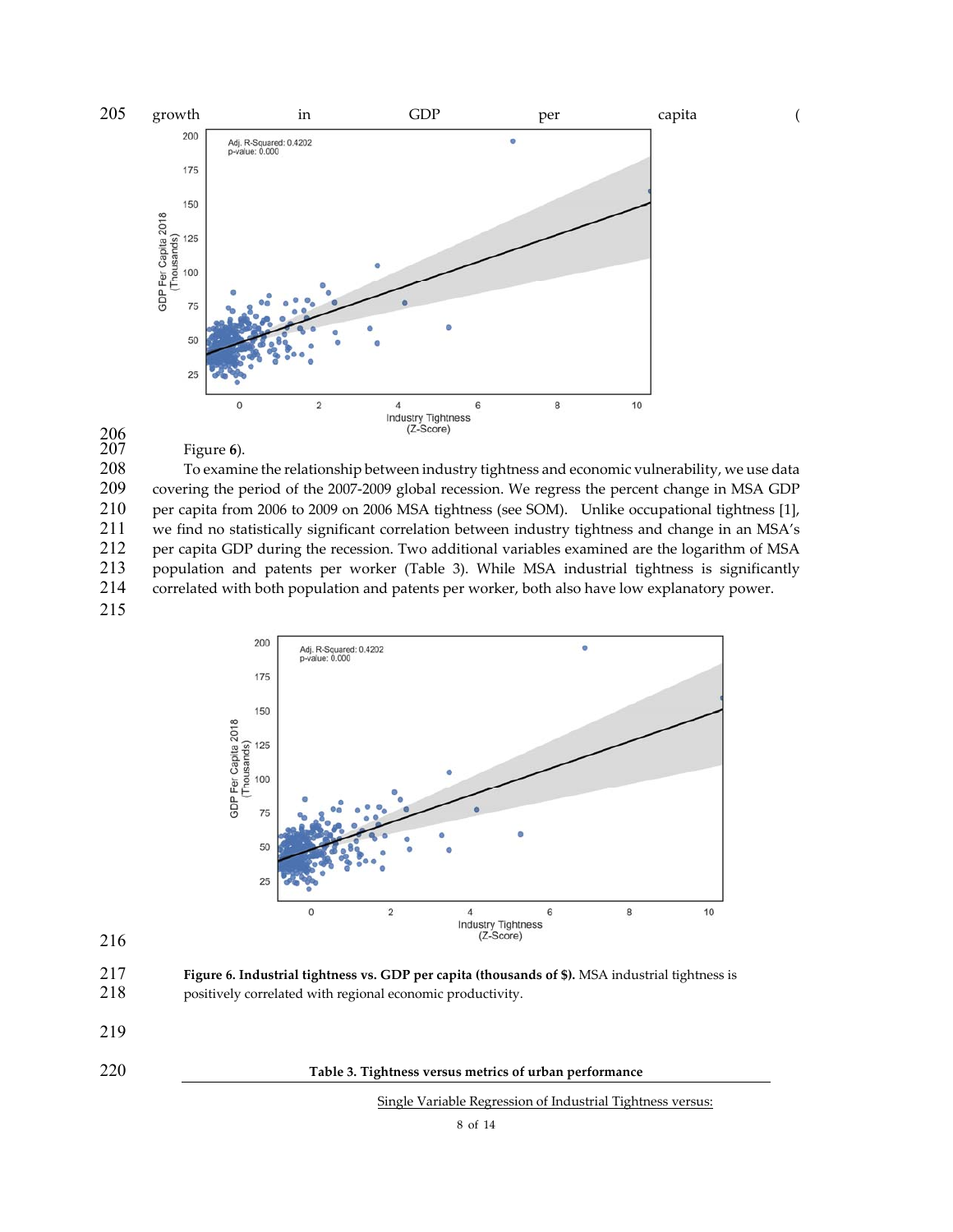growth in GDP per capita (

Figure 6).

To examine the relationship between industry tightness and economic vulnerability, we use data covering the period of the 2007-2009 global recession. We regress the percent change in MSA GDP per capita from 2006 to 2009 on 2006 MSA tightness (see SOM). Unlike occupational tightness [1], we find no statistically significant correlation between industry tightness and change in an MSA's per capita GDP during the recession. Two additional variables examined are the logarithm of MSA population and patents per worker (Table 3). While MSA industrial tightness is significantly correlated with both population and patents per worker, both also have low explanatory power.

**Figure 6. Industrial tightness vs. GDP per capita (thousands of $).** MSA industrial tightness is positively correlated with regional economic productivity.

**Table 3. Tightness versus metrics of urban performance**

Single Variable Regression of Industrial Tightness versus: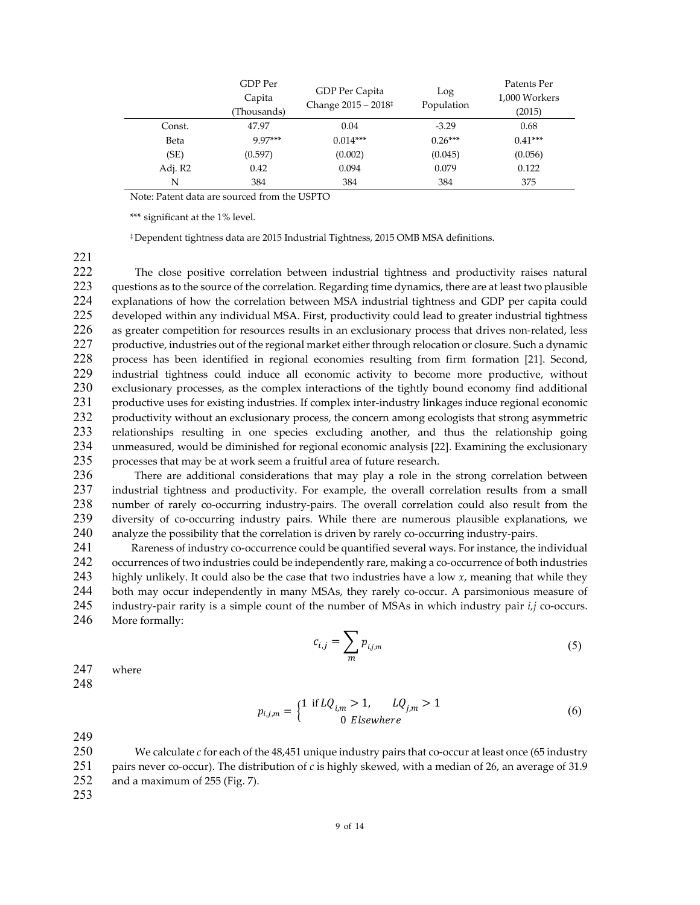| | GDP Per Capita (Thousands) | GDP Per Capita Change 2015 – 2018‡ | Log Population | Patents Per 1,000 Workers (2015) |
|---|---|---|---|---|
| Const. | 47.97 | 0.04 | -3.29 | 0.68 |
| Beta | 9.97*** | 0.014*** | 0.26*** | 0.41*** |
| (SE) | (0.597) | (0.002) | (0.045) | (0.056) |
| Adj. R2 | 0.42 | 0.094 | 0.079 | 0.122 |
| N | 384 | 384 | 384 | 375 |

Note: Patent data are sourced from the USPTO

*** significant at the 1% level.

‡Dependent tightness data are 2015 Industrial Tightness, 2015 OMB MSA definitions.

The close positive correlation between industrial tightness and productivity raises natural questions as to the source of the correlation. Regarding time dynamics, there are at least two plausible explanations of how the correlation between MSA industrial tightness and GDP per capita could developed within any individual MSA. First, productivity could lead to greater industrial tightness as greater competition for resources results in an exclusionary process that drives non-related, less productive, industries out of the regional market either through relocation or closure. Such a dynamic process has been identified in regional economies resulting from firm formation [21]. Second, industrial tightness could induce all economic activity to become more productive, without exclusionary processes, as the complex interactions of the tightly bound economy find additional productive uses for existing industries. If complex inter-industry linkages induce regional economic productivity without an exclusionary process, the concern among ecologists that strong asymmetric relationships resulting in one species excluding another, and thus the relationship going unmeasured, would be diminished for regional economic analysis [22]. Examining the exclusionary processes that may be at work seem a fruitful area of future research.

There are additional considerations that may play a role in the strong correlation between industrial tightness and productivity. For example, the overall correlation results from a small number of rarely co-occurring industry-pairs. The overall correlation could also result from the diversity of co-occurring industry pairs. While there are numerous plausible explanations, we analyze the possibility that the correlation is driven by rarely co-occurring industry-pairs.

Rareness of industry co-occurrence could be quantified several ways. For instance, the individual occurrences of two industries could be independently rare, making a co-occurrence of both industries highly unlikely. It could also be the case that two industries have a low $x$, meaning that while they both may occur independently in many MSAs, they rarely co-occur. A parsimonious measure of industry-pair rarity is a simple count of the number of MSAs in which industry pair $i,j$ co-occurs. More formally:

$$c_{i,j} = \sum_{m} p_{i,j,m} \tag{5}$$

where

$$p_{i,j,m} = \begin{cases} 1 & \text{if } LQ_{i,m} > 1, \quad LQ_{j,m} > 1 \\ 0 & Elsewhere \end{cases} \tag{6}$$

We calculate $c$ for each of the 48,451 unique industry pairs that co-occur at least once (65 industry pairs never co-occur). The distribution of $c$ is highly skewed, with a median of 26, an average of 31.9 and a maximum of 255 (Fig. 7).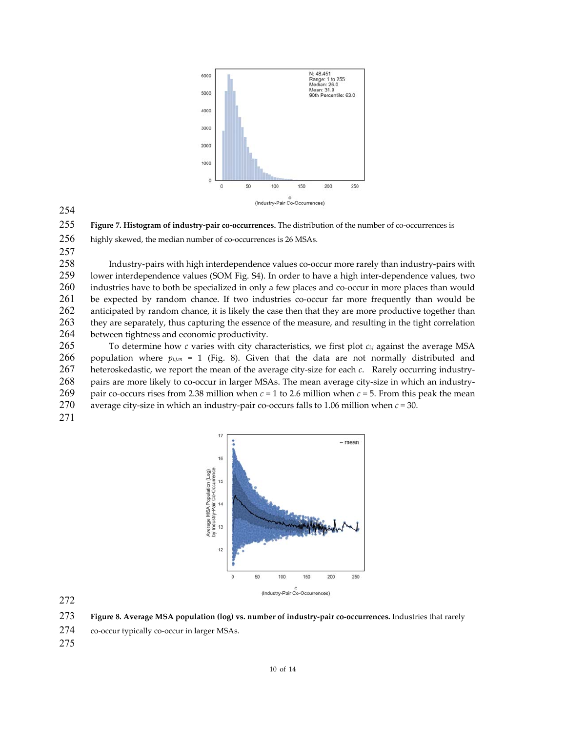**Figure 7. Histogram of industry-pair co-occurrences.** The distribution of the number of co-occurrences is highly skewed, the median number of co-occurrences is 26 MSAs.

Industry-pairs with high interdependence values co-occur more rarely than industry-pairs with lower interdependence values (SOM Fig. S4). In order to have a high inter-dependence values, two industries have to both be specialized in only a few places and co-occur in more places than would be expected by random chance. If two industries co-occur far more frequently than would be anticipated by random chance, it is likely the case then that they are more productive together than they are separately, thus capturing the essence of the measure, and resulting in the tight correlation between tightness and economic productivity.

To determine how $c$ varies with city characteristics, we first plot $c_{i,j}$ against the average MSA population where $p_{i,j,m}$ = 1 (Fig. 8). Given that the data are not normally distributed and heteroskedastic, we report the mean of the average city-size for each $c$. Rarely occurring industry-pairs are more likely to co-occur in larger MSAs. The mean average city-size in which an industry-pair co-occurs rises from 2.38 million when $c$ = 1 to 2.6 million when $c$ = 5. From this peak the mean average city-size in which an industry-pair co-occurs falls to 1.06 million when $c$ = 30.

**Figure 8. Average MSA population (log) vs. number of industry-pair co-occurrences.** Industries that rarely co-occur typically co-occur in larger MSAs.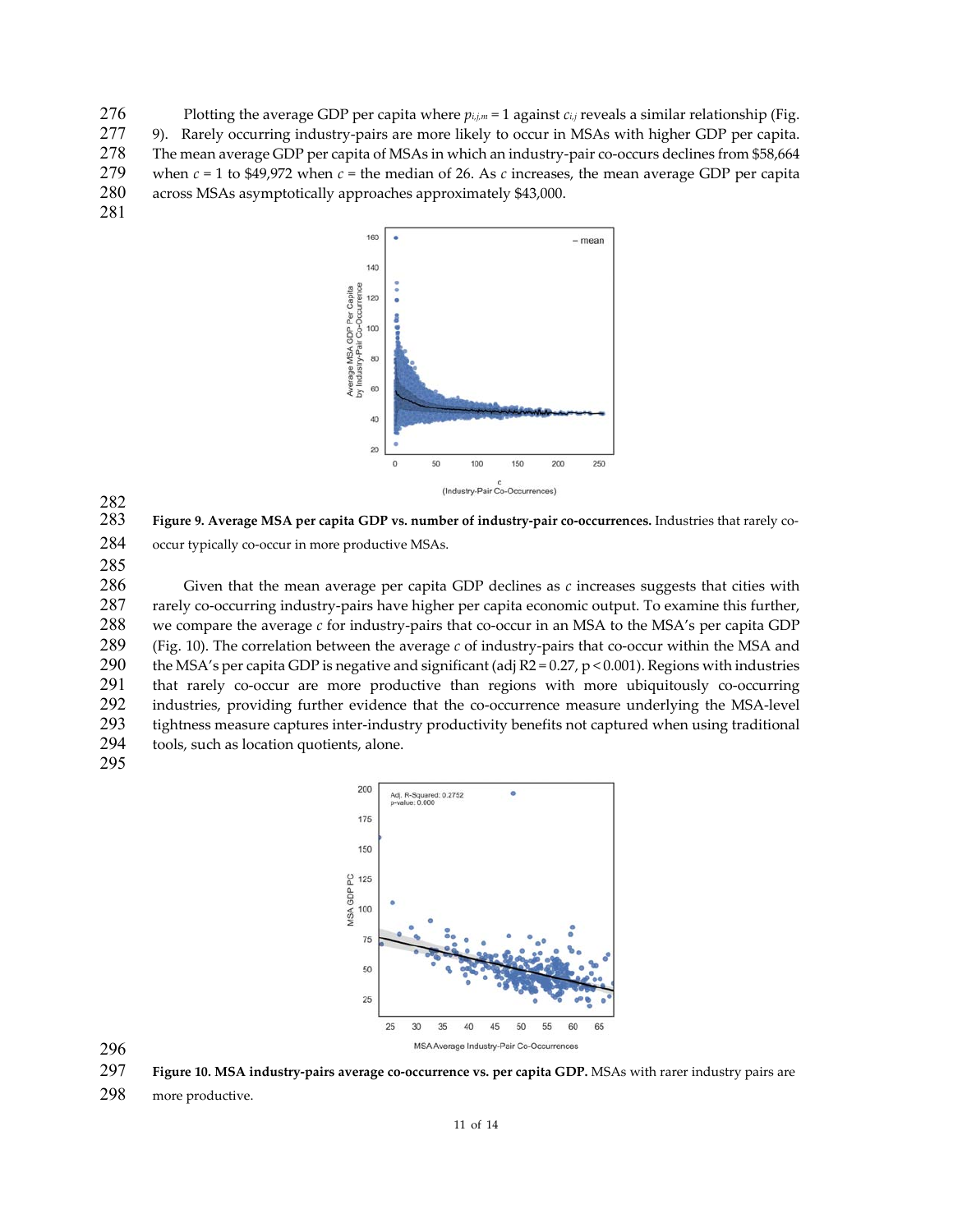Plotting the average GDP per capita where $p_{i,j,m} = 1$ against $c_{i,j}$ reveals a similar relationship (Fig. 9). Rarely occurring industry-pairs are more likely to occur in MSAs with higher GDP per capita. The mean average GDP per capita of MSAs in which an industry-pair co-occurs declines from $58,664 when $c = 1$ to $49,972 when $c$ = the median of 26. As $c$ increases, the mean average GDP per capita across MSAs asymptotically approaches approximately $43,000.

**Figure 9. Average MSA per capita GDP vs. number of industry-pair co-occurrences.** Industries that rarely co-occur typically co-occur in more productive MSAs.

Given that the mean average per capita GDP declines as $c$ increases suggests that cities with rarely co-occurring industry-pairs have higher per capita economic output. To examine this further, we compare the average $c$ for industry-pairs that co-occur in an MSA to the MSA's per capita GDP (Fig. 10). The correlation between the average $c$ of industry-pairs that co-occur within the MSA and the MSA's per capita GDP is negative and significant (adj $R2 = 0.27$, $p < 0.001$). Regions with industries that rarely co-occur are more productive than regions with more ubiquitously co-occurring industries, providing further evidence that the co-occurrence measure underlying the MSA-level tightness measure captures inter-industry productivity benefits not captured when using traditional tools, such as location quotients, alone.

**Figure 10. MSA industry-pairs average co-occurrence vs. per capita GDP.** MSAs with rarer industry pairs are more productive.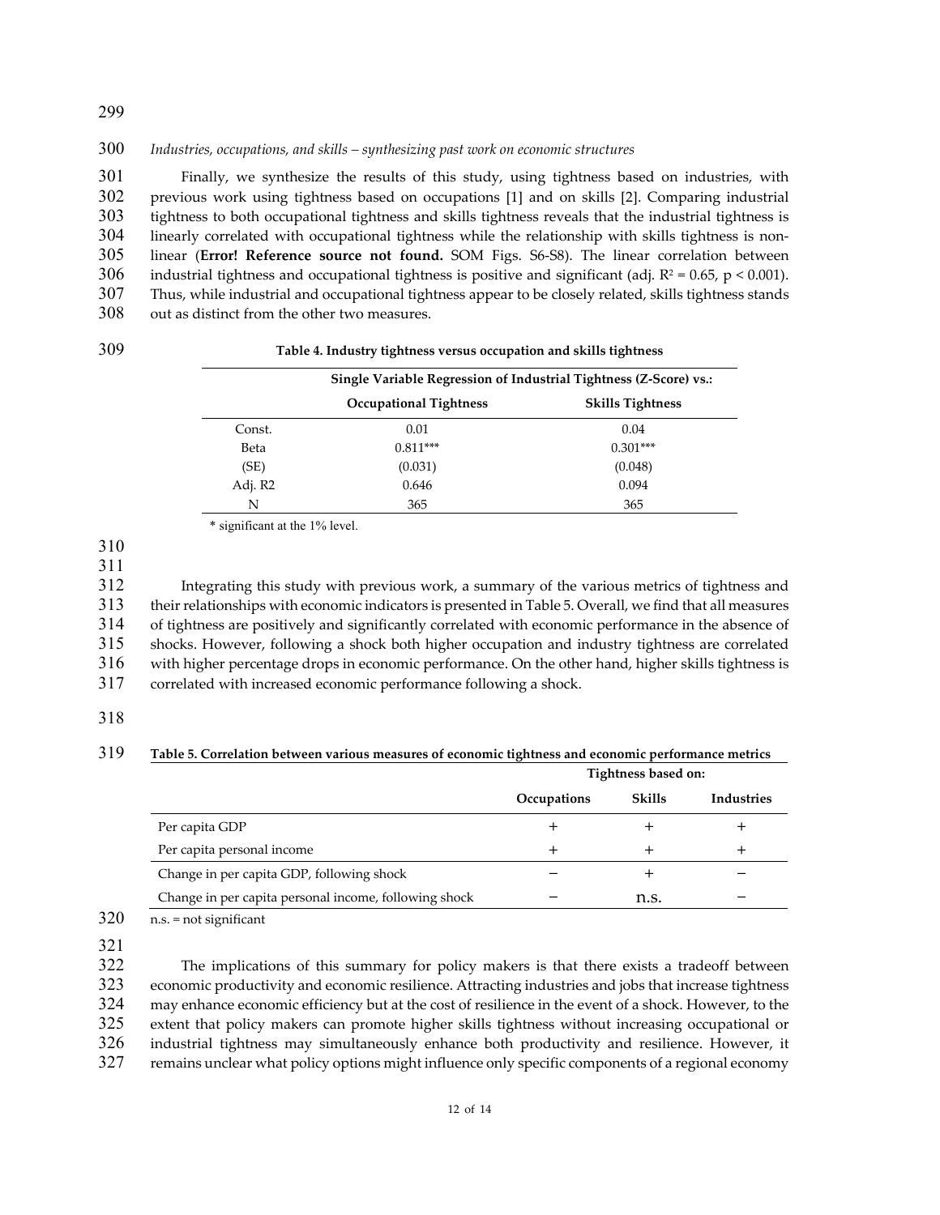*Industries, occupations, and skills – synthesizing past work on economic structures*

Finally, we synthesize the results of this study, using tightness based on industries, with previous work using tightness based on occupations [1] and on skills [2]. Comparing industrial tightness to both occupational tightness and skills tightness reveals that the industrial tightness is linearly correlated with occupational tightness while the relationship with skills tightness is non-linear (**Error! Reference source not found.** SOM Figs. S6-S8). The linear correlation between industrial tightness and occupational tightness is positive and significant (adj. $R^2 = 0.65$, $p < 0.001$). Thus, while industrial and occupational tightness appear to be closely related, skills tightness stands out as distinct from the other two measures.

**Table 4. Industry tightness versus occupation and skills tightness**

| | Single Variable Regression of Industrial Tightness (Z-Score) vs.: | |
|---|---|---|
| | **Occupational Tightness** | **Skills Tightness** |
| Const. | 0.01 | 0.04 |
| Beta | 0.811*** | 0.301*** |
| (SE) | (0.031) | (0.048) |
| Adj. R2 | 0.646 | 0.094 |
| N | 365 | 365 |

* significant at the 1% level.

Integrating this study with previous work, a summary of the various metrics of tightness and their relationships with economic indicators is presented in Table 5. Overall, we find that all measures of tightness are positively and significantly correlated with economic performance in the absence of shocks. However, following a shock both higher occupation and industry tightness are correlated with higher percentage drops in economic performance. On the other hand, higher skills tightness is correlated with increased economic performance following a shock.

**Table 5. Correlation between various measures of economic tightness and economic performance metrics**

| | Tightness based on: | | |
|---|---|---|---|
| | **Occupations** | **Skills** | **Industries** |
| Per capita GDP | + | + | + |
| Per capita personal income | + | + | + |
| Change in per capita GDP, following shock | − | + | − |
| Change in per capita personal income, following shock | − | n.s. | − |

n.s. = not significant

The implications of this summary for policy makers is that there exists a tradeoff between economic productivity and economic resilience. Attracting industries and jobs that increase tightness may enhance economic efficiency but at the cost of resilience in the event of a shock. However, to the extent that policy makers can promote higher skills tightness without increasing occupational or industrial tightness may simultaneously enhance both productivity and resilience. However, it remains unclear what policy options might influence only specific components of a regional economy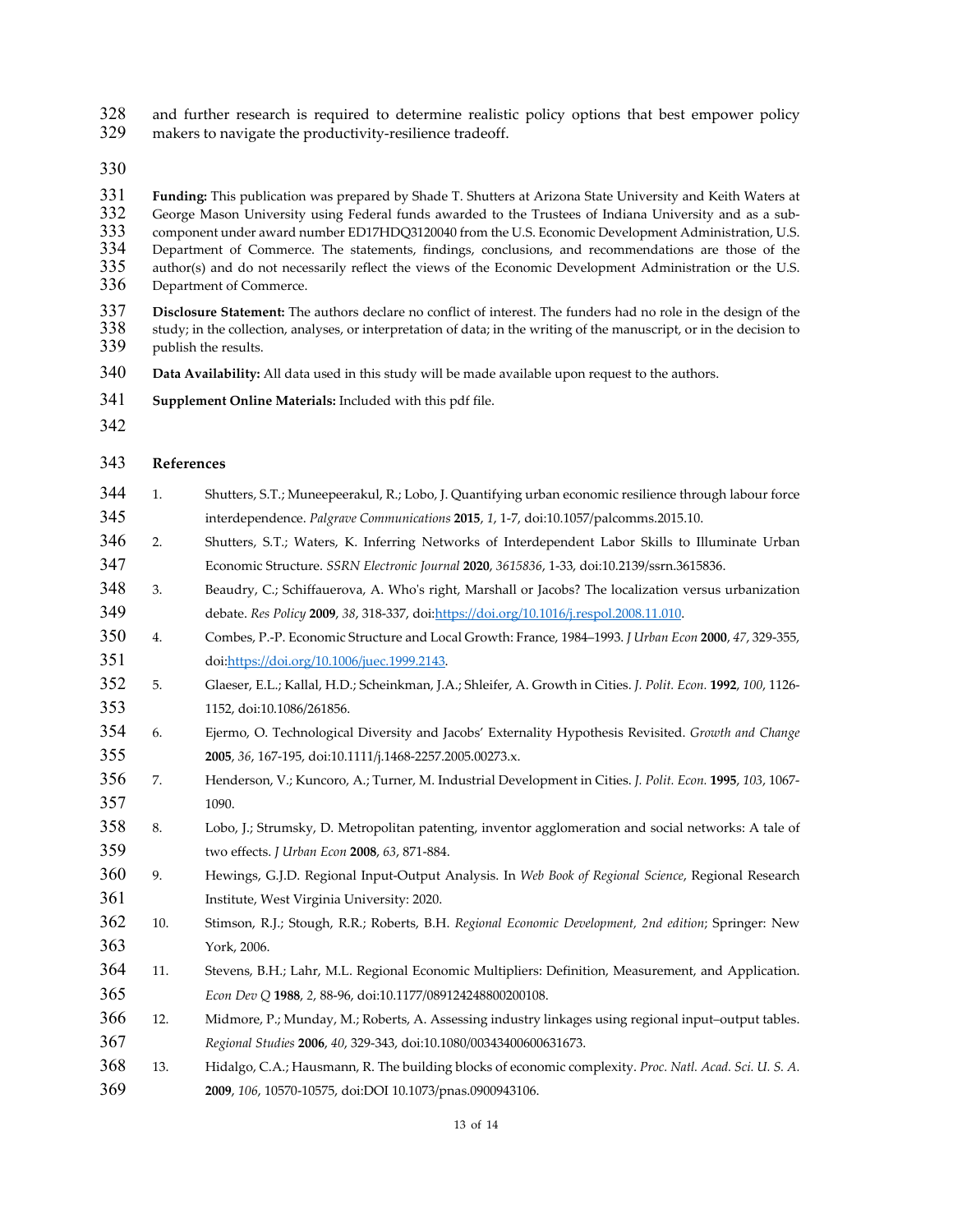and further research is required to determine realistic policy options that best empower policy makers to navigate the productivity-resilience tradeoff.

**Funding:** This publication was prepared by Shade T. Shutters at Arizona State University and Keith Waters at George Mason University using Federal funds awarded to the Trustees of Indiana University and as a sub-component under award number ED17HDQ3120040 from the U.S. Economic Development Administration, U.S. Department of Commerce. The statements, findings, conclusions, and recommendations are those of the author(s) and do not necessarily reflect the views of the Economic Development Administration or the U.S. Department of Commerce.

**Disclosure Statement:** The authors declare no conflict of interest. The funders had no role in the design of the study; in the collection, analyses, or interpretation of data; in the writing of the manuscript, or in the decision to publish the results.

**Data Availability:** All data used in this study will be made available upon request to the authors.

**Supplement Online Materials:** Included with this pdf file.

## References

1. Shutters, S.T.; Muneepeerakul, R.; Lobo, J. Quantifying urban economic resilience through labour force interdependence. *Palgrave Communications* **2015**, *1*, 1-7, doi:10.1057/palcomms.2015.10.
2. Shutters, S.T.; Waters, K. Inferring Networks of Interdependent Labor Skills to Illuminate Urban Economic Structure. *SSRN Electronic Journal* **2020**, *3615836*, 1-33, doi:10.2139/ssrn.3615836.
3. Beaudry, C.; Schiffauerova, A. Who's right, Marshall or Jacobs? The localization versus urbanization debate. *Res Policy* **2009**, *38*, 318-337, doi:https://doi.org/10.1016/j.respol.2008.11.010.
4. Combes, P.-P. Economic Structure and Local Growth: France, 1984–1993. *J Urban Econ* **2000**, *47*, 329-355, doi:https://doi.org/10.1006/juec.1999.2143.
5. Glaeser, E.L.; Kallal, H.D.; Scheinkman, J.A.; Shleifer, A. Growth in Cities. *J. Polit. Econ.* **1992**, *100*, 1126-1152, doi:10.1086/261856.
6. Ejermo, O. Technological Diversity and Jacobs' Externality Hypothesis Revisited. *Growth and Change* **2005**, *36*, 167-195, doi:10.1111/j.1468-2257.2005.00273.x.
7. Henderson, V.; Kuncoro, A.; Turner, M. Industrial Development in Cities. *J. Polit. Econ.* **1995**, *103*, 1067-1090.
8. Lobo, J.; Strumsky, D. Metropolitan patenting, inventor agglomeration and social networks: A tale of two effects. *J Urban Econ* **2008**, *63*, 871-884.
9. Hewings, G.J.D. Regional Input-Output Analysis. In *Web Book of Regional Science*, Regional Research Institute, West Virginia University: 2020.
10. Stimson, R.J.; Stough, R.R.; Roberts, B.H. *Regional Economic Development, 2nd edition*; Springer: New York, 2006.
11. Stevens, B.H.; Lahr, M.L. Regional Economic Multipliers: Definition, Measurement, and Application. *Econ Dev Q* **1988**, *2*, 88-96, doi:10.1177/089124248800200108.
12. Midmore, P.; Munday, M.; Roberts, A. Assessing industry linkages using regional input–output tables. *Regional Studies* **2006**, *40*, 329-343, doi:10.1080/00343400600631673.
13. Hidalgo, C.A.; Hausmann, R. The building blocks of economic complexity. *Proc. Natl. Acad. Sci. U. S. A.* **2009**, *106*, 10570-10575, doi:DOI 10.1073/pnas.0900943106.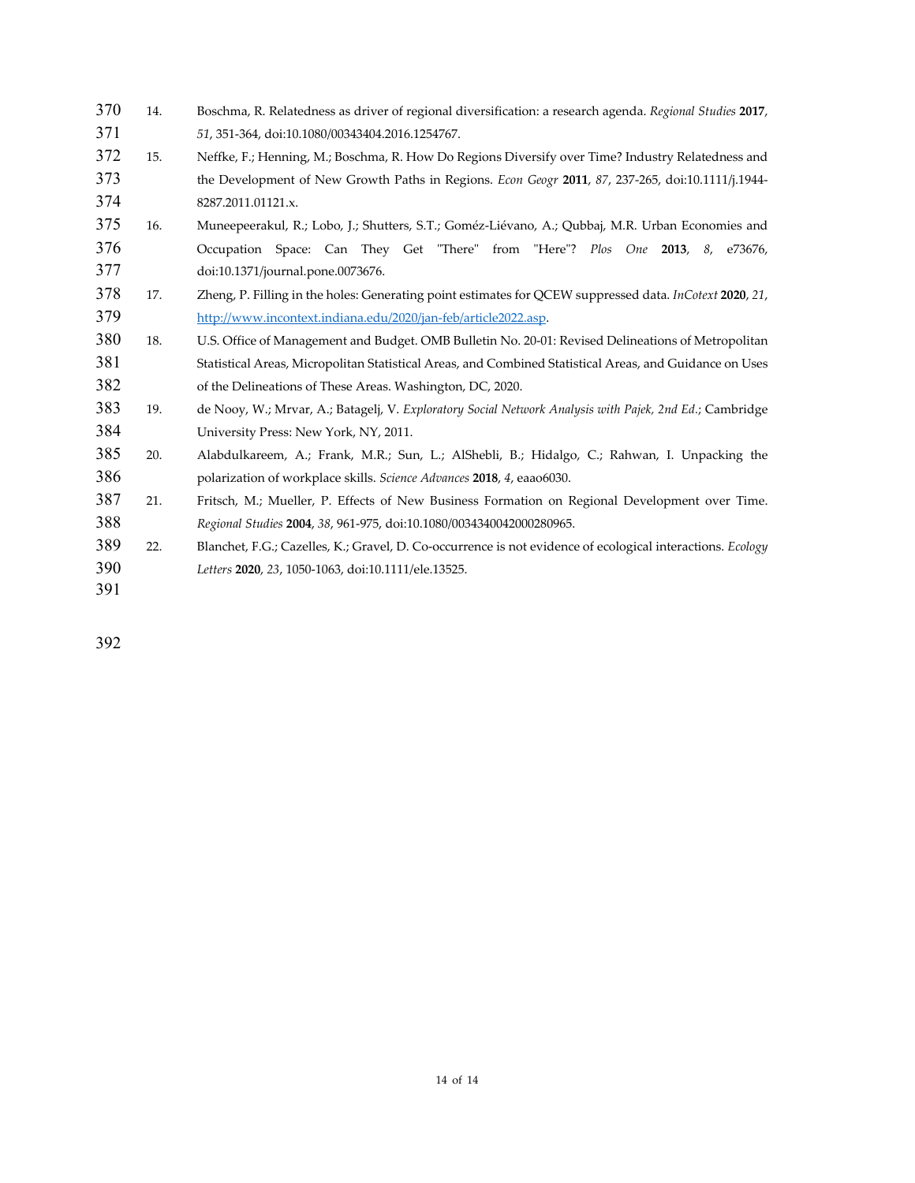14. Boschma, R. Relatedness as driver of regional diversification: a research agenda. *Regional Studies* **2017**, *51*, 351-364, doi:10.1080/00343404.2016.1254767.
15. Neffke, F.; Henning, M.; Boschma, R. How Do Regions Diversify over Time? Industry Relatedness and the Development of New Growth Paths in Regions. *Econ Geogr* **2011**, *87*, 237-265, doi:10.1111/j.1944-8287.2011.01121.x.
16. Muneepeerakul, R.; Lobo, J.; Shutters, S.T.; Goméz-Liévano, A.; Qubbaj, M.R. Urban Economies and Occupation Space: Can They Get "There" from "Here"? *Plos One* **2013**, *8*, e73676, doi:10.1371/journal.pone.0073676.
17. Zheng, P. Filling in the holes: Generating point estimates for QCEW suppressed data. *InCotext* **2020**, *21*, http://www.incontext.indiana.edu/2020/jan-feb/article2022.asp.
18. U.S. Office of Management and Budget. OMB Bulletin No. 20-01: Revised Delineations of Metropolitan Statistical Areas, Micropolitan Statistical Areas, and Combined Statistical Areas, and Guidance on Uses of the Delineations of These Areas. Washington, DC, 2020.
19. de Nooy, W.; Mrvar, A.; Batagelj, V. *Exploratory Social Network Analysis with Pajek, 2nd Ed.*; Cambridge University Press: New York, NY, 2011.
20. Alabdulkareem, A.; Frank, M.R.; Sun, L.; AlShebli, B.; Hidalgo, C.; Rahwan, I. Unpacking the polarization of workplace skills. *Science Advances* **2018**, *4*, eaao6030.
21. Fritsch, M.; Mueller, P. Effects of New Business Formation on Regional Development over Time. *Regional Studies* **2004**, *38*, 961-975, doi:10.1080/0034340042000280965.
22. Blanchet, F.G.; Cazelles, K.; Gravel, D. Co-occurrence is not evidence of ecological interactions. *Ecology Letters* **2020**, *23*, 1050-1063, doi:10.1111/ele.13525.